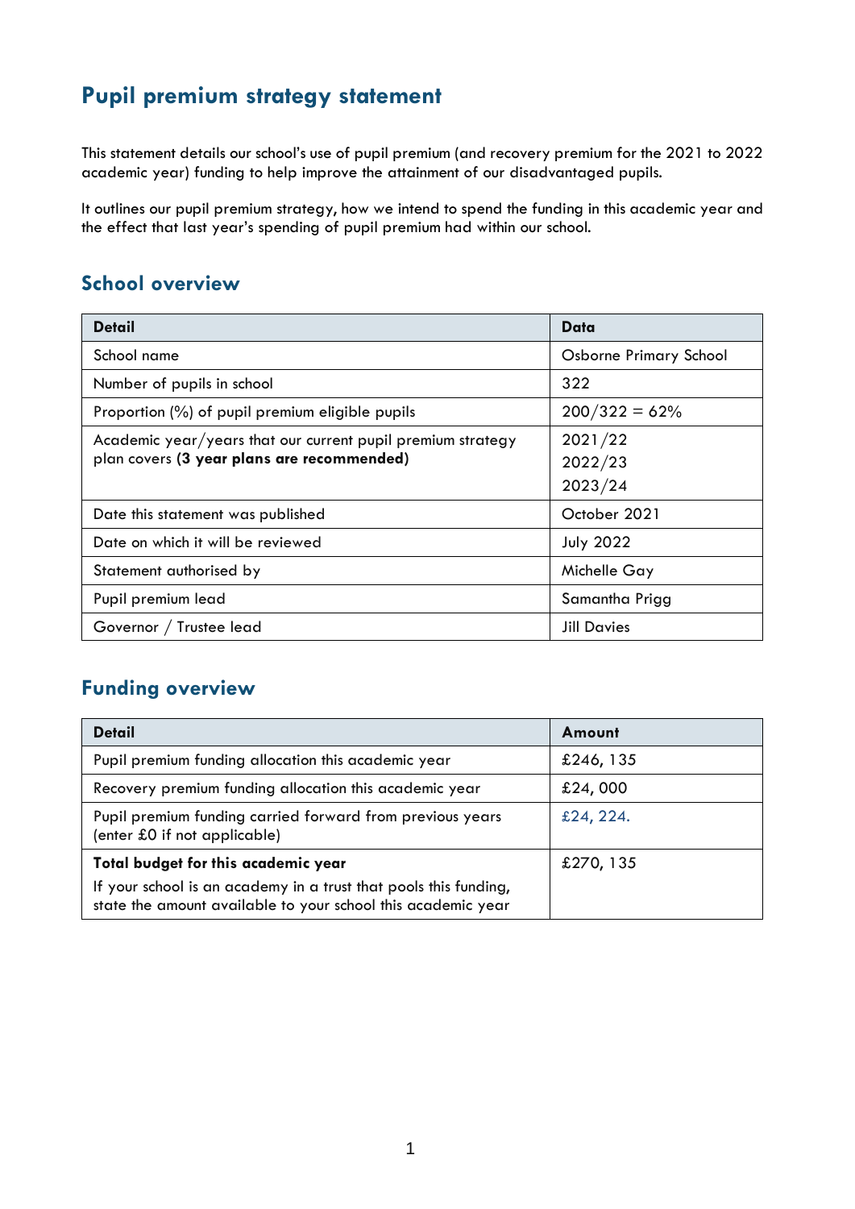# Pupil premium strategy statement

This statement details our school's use of pupil premium (and recovery premium for the 2021 to 2022 academic year) funding to help improve the attainment of our disadvantaged pupils.

It outlines our pupil premium strategy, how we intend to spend the funding in this academic year and the effect that last year's spending of pupil premium had within our school.

## School overview

| Detail | Data |
|---|---|
| School name | Osborne Primary School |
| Number of pupils in school | 322 |
| Proportion (%) of pupil premium eligible pupils | 200/322 = 62% |
| Academic year/years that our current pupil premium strategy plan covers **(3 year plans are recommended)** | 2021/22<br>2022/23<br>2023/24 |
| Date this statement was published | October 2021 |
| Date on which it will be reviewed | July 2022 |
| Statement authorised by | Michelle Gay |
| Pupil premium lead | Samantha Prigg |
| Governor / Trustee lead | Jill Davies |

## Funding overview

| Detail | Amount |
|---|---|
| Pupil premium funding allocation this academic year | £246, 135 |
| Recovery premium funding allocation this academic year | £24, 000 |
| Pupil premium funding carried forward from previous years (enter £0 if not applicable) | £24, 224. |
| **Total budget for this academic year**<br>If your school is an academy in a trust that pools this funding, state the amount available to your school this academic year | £270, 135 |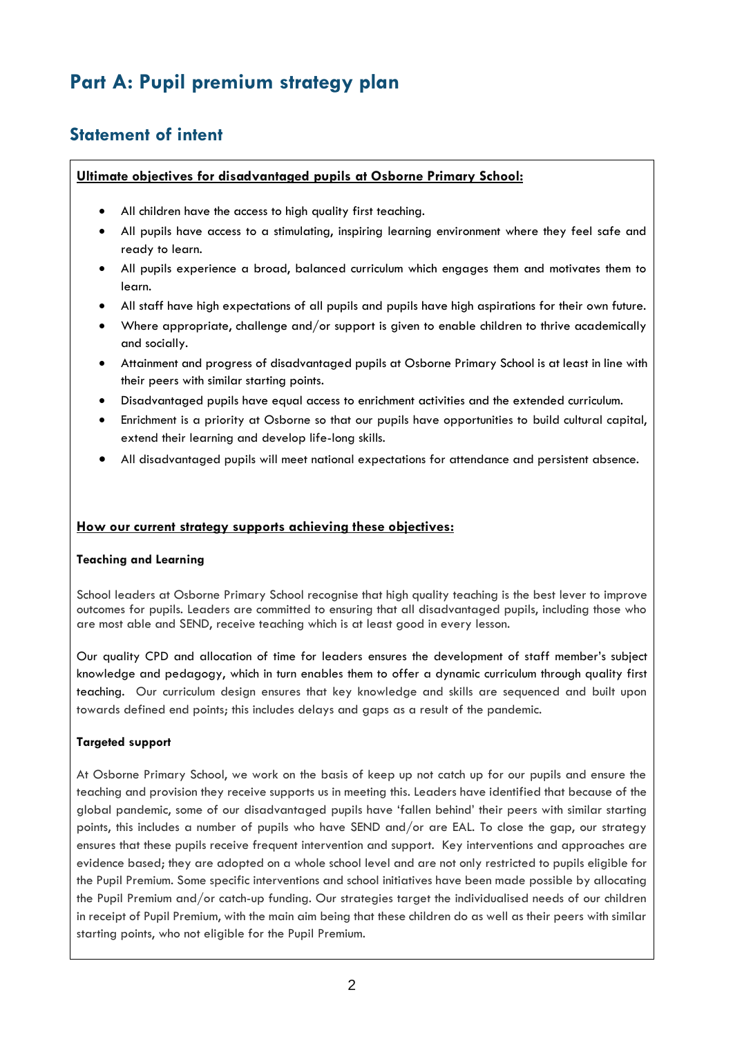# Part A: Pupil premium strategy plan

## Statement of intent

**Ultimate objectives for disadvantaged pupils at Osborne Primary School:**

- All children have the access to high quality first teaching.
- All pupils have access to a stimulating, inspiring learning environment where they feel safe and ready to learn.
- All pupils experience a broad, balanced curriculum which engages them and motivates them to learn.
- All staff have high expectations of all pupils and pupils have high aspirations for their own future.
- Where appropriate, challenge and/or support is given to enable children to thrive academically and socially.
- Attainment and progress of disadvantaged pupils at Osborne Primary School is at least in line with their peers with similar starting points.
- Disadvantaged pupils have equal access to enrichment activities and the extended curriculum.
- Enrichment is a priority at Osborne so that our pupils have opportunities to build cultural capital, extend their learning and develop life-long skills.
- All disadvantaged pupils will meet national expectations for attendance and persistent absence.

**How our current strategy supports achieving these objectives:**

**Teaching and Learning**

School leaders at Osborne Primary School recognise that high quality teaching is the best lever to improve outcomes for pupils. Leaders are committed to ensuring that all disadvantaged pupils, including those who are most able and SEND, receive teaching which is at least good in every lesson.

Our quality CPD and allocation of time for leaders ensures the development of staff member's subject knowledge and pedagogy, which in turn enables them to offer a dynamic curriculum through quality first teaching. Our curriculum design ensures that key knowledge and skills are sequenced and built upon towards defined end points; this includes delays and gaps as a result of the pandemic.

**Targeted support**

At Osborne Primary School, we work on the basis of keep up not catch up for our pupils and ensure the teaching and provision they receive supports us in meeting this. Leaders have identified that because of the global pandemic, some of our disadvantaged pupils have 'fallen behind' their peers with similar starting points, this includes a number of pupils who have SEND and/or are EAL. To close the gap, our strategy ensures that these pupils receive frequent intervention and support. Key interventions and approaches are evidence based; they are adopted on a whole school level and are not only restricted to pupils eligible for the Pupil Premium. Some specific interventions and school initiatives have been made possible by allocating the Pupil Premium and/or catch-up funding. Our strategies target the individualised needs of our children in receipt of Pupil Premium, with the main aim being that these children do as well as their peers with similar starting points, who not eligible for the Pupil Premium.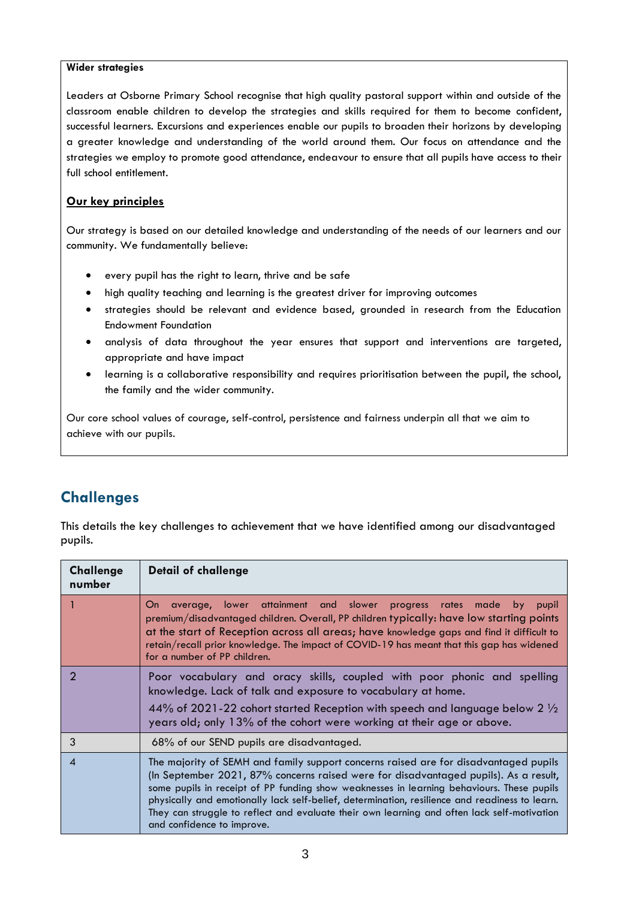**Wider strategies**

Leaders at Osborne Primary School recognise that high quality pastoral support within and outside of the classroom enable children to develop the strategies and skills required for them to become confident, successful learners. Excursions and experiences enable our pupils to broaden their horizons by developing a greater knowledge and understanding of the world around them. Our focus on attendance and the strategies we employ to promote good attendance, endeavour to ensure that all pupils have access to their full school entitlement.

**Our key principles**

Our strategy is based on our detailed knowledge and understanding of the needs of our learners and our community. We fundamentally believe:

- every pupil has the right to learn, thrive and be safe
- high quality teaching and learning is the greatest driver for improving outcomes
- strategies should be relevant and evidence based, grounded in research from the Education Endowment Foundation
- analysis of data throughout the year ensures that support and interventions are targeted, appropriate and have impact
- learning is a collaborative responsibility and requires prioritisation between the pupil, the school, the family and the wider community.

Our core school values of courage, self-control, persistence and fairness underpin all that we aim to achieve with our pupils.

## Challenges

This details the key challenges to achievement that we have identified among our disadvantaged pupils.

| Challenge number | Detail of challenge |
|---|---|
| 1 | On average, lower attainment and slower progress rates made by pupil premium/disadvantaged children. Overall, PP children typically: have low starting points at the start of Reception across all areas; have knowledge gaps and find it difficult to retain/recall prior knowledge. The impact of COVID-19 has meant that this gap has widened for a number of PP children. |
| 2 | Poor vocabulary and oracy skills, coupled with poor phonic and spelling knowledge. Lack of talk and exposure to vocabulary at home.<br>44% of 2021-22 cohort started Reception with speech and language below 2 ½ years old; only 13% of the cohort were working at their age or above. |
| 3 | 68% of our SEND pupils are disadvantaged. |
| 4 | The majority of SEMH and family support concerns raised are for disadvantaged pupils (In September 2021, 87% concerns raised were for disadvantaged pupils). As a result, some pupils in receipt of PP funding show weaknesses in learning behaviours. These pupils physically and emotionally lack self-belief, determination, resilience and readiness to learn. They can struggle to reflect and evaluate their own learning and often lack self-motivation and confidence to improve. |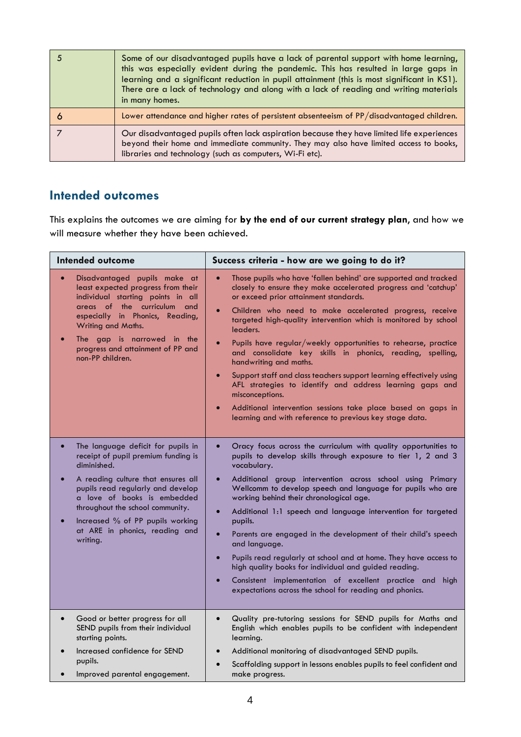| | |
|---|---|
| 5 | Some of our disadvantaged pupils have a lack of parental support with home learning, this was especially evident during the pandemic. This has resulted in large gaps in learning and a significant reduction in pupil attainment (this is most significant in KS1). There are a lack of technology and along with a lack of reading and writing materials in many homes. |
| 6 | Lower attendance and higher rates of persistent absenteeism of PP/disadvantaged children. |
| 7 | Our disadvantaged pupils often lack aspiration because they have limited life experiences beyond their home and immediate community. They may also have limited access to books, libraries and technology (such as computers, Wi-Fi etc). |

## Intended outcomes

This explains the outcomes we are aiming for **by the end of our current strategy plan**, and how we will measure whether they have been achieved.

| Intended outcome | Success criteria - how are we going to do it? |
|---|---|
| • Disadvantaged pupils make at least expected progress from their individual starting points in all areas of the curriculum and especially in Phonics, Reading, Writing and Maths.<br>• The gap is narrowed in the progress and attainment of PP and non-PP children. | • Those pupils who have 'fallen behind' are supported and tracked closely to ensure they make accelerated progress and 'catchup' or exceed prior attainment standards.<br>• Children who need to make accelerated progress, receive targeted high-quality intervention which is monitored by school leaders.<br>• Pupils have regular/weekly opportunities to rehearse, practice and consolidate key skills in phonics, reading, spelling, handwriting and maths.<br>• Support staff and class teachers support learning effectively using AFL strategies to identify and address learning gaps and misconceptions.<br>• Additional intervention sessions take place based on gaps in learning and with reference to previous key stage data. |
| • The language deficit for pupils in receipt of pupil premium funding is diminished.<br>• A reading culture that ensures all pupils read regularly and develop a love of books is embedded throughout the school community.<br>• Increased % of PP pupils working at ARE in phonics, reading and writing. | • Oracy focus across the curriculum with quality opportunities to pupils to develop skills through exposure to tier 1, 2 and 3 vocabulary.<br>• Additional group intervention across school using Primary Wellcomm to develop speech and language for pupils who are working behind their chronological age.<br>• Additional 1:1 speech and language intervention for targeted pupils.<br>• Parents are engaged in the development of their child's speech and language.<br>• Pupils read regularly at school and at home. They have access to high quality books for individual and guided reading.<br>• Consistent implementation of excellent practice and high expectations across the school for reading and phonics. |
| • Good or better progress for all SEND pupils from their individual starting points.<br>• Increased confidence for SEND pupils.<br>• Improved parental engagement. | • Quality pre-tutoring sessions for SEND pupils for Maths and English which enables pupils to be confident with independent learning.<br>• Additional monitoring of disadvantaged SEND pupils.<br>• Scaffolding support in lessons enables pupils to feel confident and make progress. |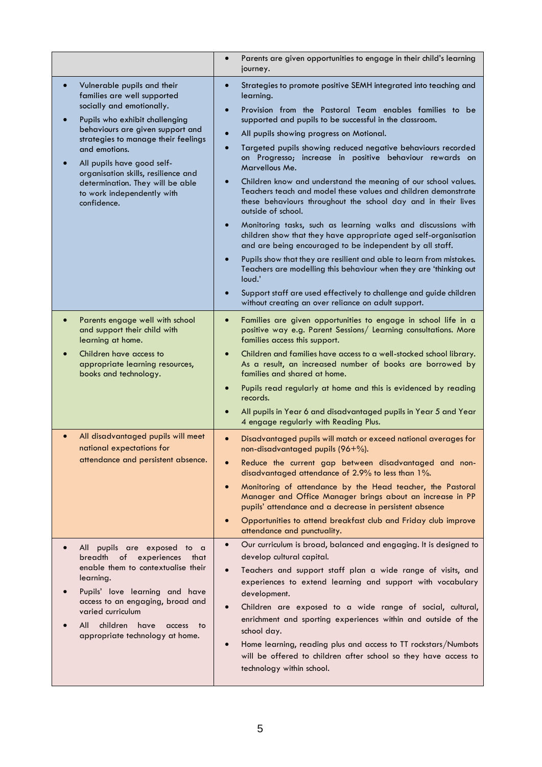| | |
|---|---|
| | • Parents are given opportunities to engage in their child's learning journey. |
| • Vulnerable pupils and their families are well supported socially and emotionally.<br>• Pupils who exhibit challenging behaviours are given support and strategies to manage their feelings and emotions.<br>• All pupils have good self-organisation skills, resilience and determination. They will be able to work independently with confidence. | • Strategies to promote positive SEMH integrated into teaching and learning.<br>• Provision from the Pastoral Team enables families to be supported and pupils to be successful in the classroom.<br>• All pupils showing progress on Motional.<br>• Targeted pupils showing reduced negative behaviours recorded on Progresso; increase in positive behaviour rewards on Marvellous Me.<br>• Children know and understand the meaning of our school values. Teachers teach and model these values and children demonstrate these behaviours throughout the school day and in their lives outside of school.<br>• Monitoring tasks, such as learning walks and discussions with children show that they have appropriate aged self-organisation and are being encouraged to be independent by all staff.<br>• Pupils show that they are resilient and able to learn from mistakes. Teachers are modelling this behaviour when they are 'thinking out loud.'<br>• Support staff are used effectively to challenge and guide children without creating an over reliance on adult support. |
| • Parents engage well with school and support their child with learning at home.<br>• Children have access to appropriate learning resources, books and technology. | • Families are given opportunities to engage in school life in a positive way e.g. Parent Sessions/ Learning consultations. More families access this support.<br>• Children and families have access to a well-stocked school library. As a result, an increased number of books are borrowed by families and shared at home.<br>• Pupils read regularly at home and this is evidenced by reading records.<br>• All pupils in Year 6 and disadvantaged pupils in Year 5 and Year 4 engage regularly with Reading Plus. |
| • All disadvantaged pupils will meet national expectations for attendance and persistent absence. | • Disadvantaged pupils will match or exceed national averages for non-disadvantaged pupils (96+%).<br>• Reduce the current gap between disadvantaged and non-disadvantaged attendance of 2.9% to less than 1%.<br>• Monitoring of attendance by the Head teacher, the Pastoral Manager and Office Manager brings about an increase in PP pupils' attendance and a decrease in persistent absence<br>• Opportunities to attend breakfast club and Friday club improve attendance and punctuality. |
| • All pupils are exposed to a breadth of experiences that enable them to contextualise their learning.<br>• Pupils' love learning and have access to an engaging, broad and varied curriculum<br>• All children have access to appropriate technology at home. | • Our curriculum is broad, balanced and engaging. It is designed to develop cultural capital.<br>• Teachers and support staff plan a wide range of visits, and experiences to extend learning and support with vocabulary development.<br>• Children are exposed to a wide range of social, cultural, enrichment and sporting experiences within and outside of the school day.<br>• Home learning, reading plus and access to TT rockstars/Numbots will be offered to children after school so they have access to technology within school. |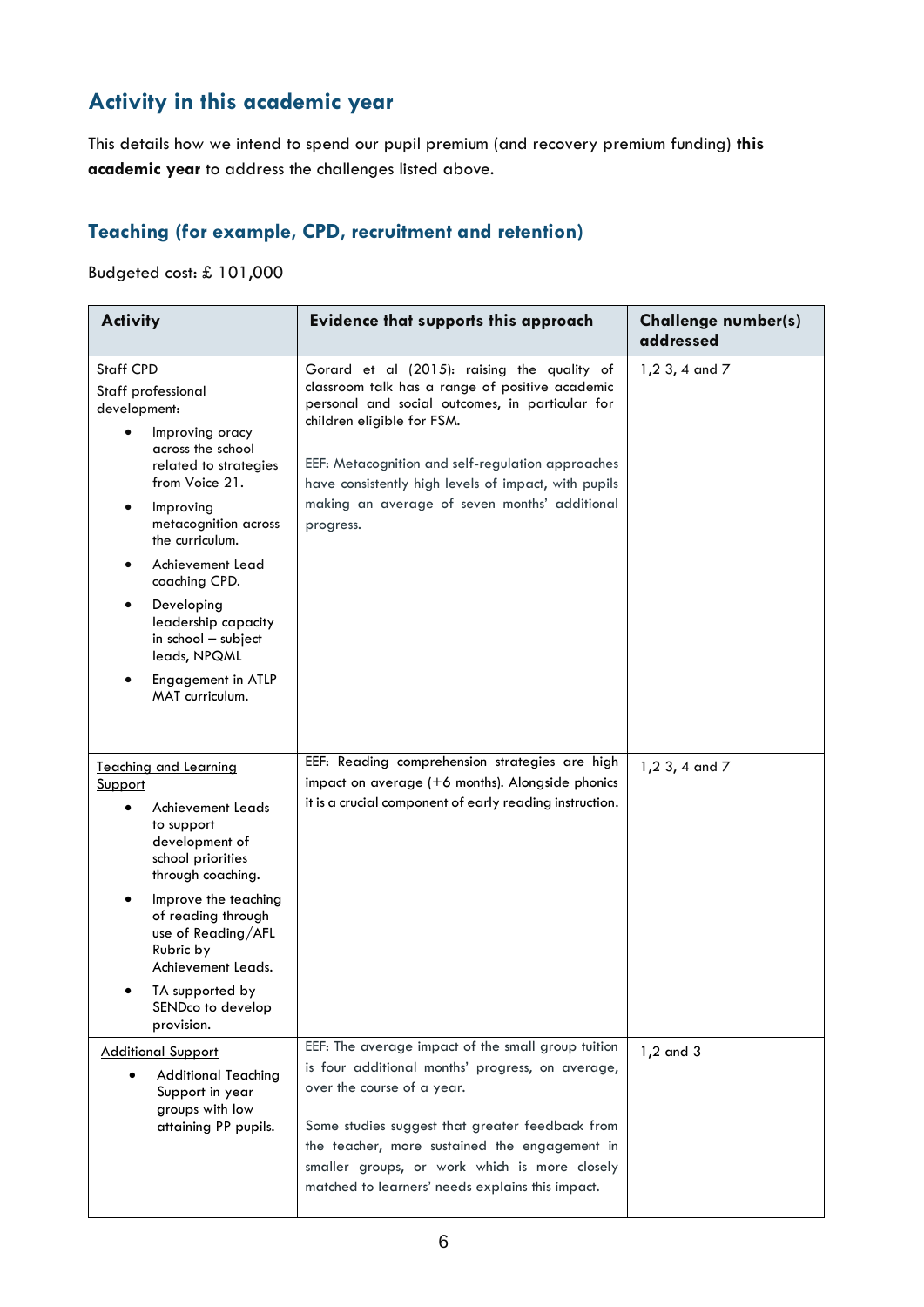## Activity in this academic year

This details how we intend to spend our pupil premium (and recovery premium funding) **this academic year** to address the challenges listed above.

### Teaching (for example, CPD, recruitment and retention)

Budgeted cost: £ 101,000

| Activity | Evidence that supports this approach | Challenge number(s) addressed |
|---|---|---|
| Staff CPD<br>Staff professional development:<br>• Improving oracy across the school related to strategies from Voice 21.<br>• Improving metacognition across the curriculum.<br>• Achievement Lead coaching CPD.<br>• Developing leadership capacity in school – subject leads, NPQML<br>• Engagement in ATLP MAT curriculum. | Gorard et al (2015): raising the quality of classroom talk has a range of positive academic personal and social outcomes, in particular for children eligible for FSM.<br><br>EEF: Metacognition and self-regulation approaches have consistently high levels of impact, with pupils making an average of seven months' additional progress. | 1,2 3, 4 and 7 |
| Teaching and Learning Support<br>• Achievement Leads to support development of school priorities through coaching.<br>• Improve the teaching of reading through use of Reading/AFL Rubric by Achievement Leads.<br>• TA supported by SENDco to develop provision. | EEF: Reading comprehension strategies are high impact on average (+6 months). Alongside phonics it is a crucial component of early reading instruction. | 1,2 3, 4 and 7 |
| Additional Support<br>• Additional Teaching Support in year groups with low attaining PP pupils. | EEF: The average impact of the small group tuition is four additional months' progress, on average, over the course of a year.<br><br>Some studies suggest that greater feedback from the teacher, more sustained the engagement in smaller groups, or work which is more closely matched to learners' needs explains this impact. | 1,2 and 3 |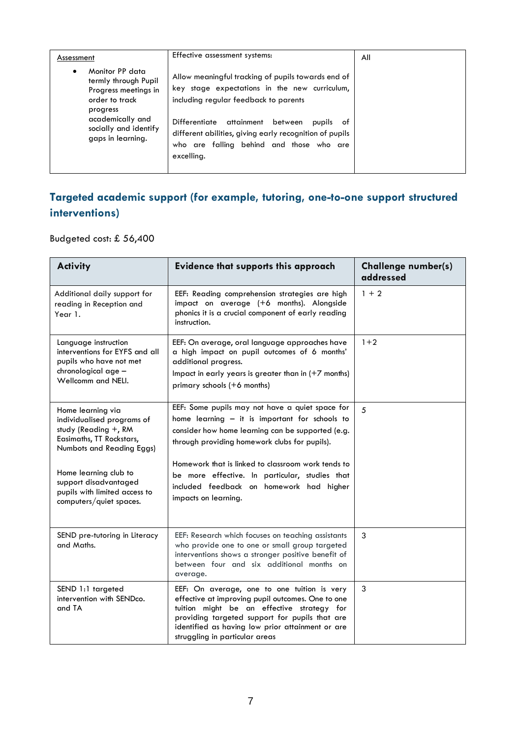| Assessment<br><br>• Monitor PP data termly through Pupil Progress meetings in order to track progress academically and socially and identify gaps in learning. | Effective assessment systems:<br><br>Allow meaningful tracking of pupils towards end of key stage expectations in the new curriculum, including regular feedback to parents<br><br>Differentiate attainment between pupils of different abilities, giving early recognition of pupils who are falling behind and those who are excelling. | All |
|---|---|---|

## Targeted academic support (for example, tutoring, one-to-one support structured interventions)

Budgeted cost: £ 56,400

| Activity | Evidence that supports this approach | Challenge number(s) addressed |
|---|---|---|
| Additional daily support for reading in Reception and Year 1. | EEF: Reading comprehension strategies are high impact on average (+6 months). Alongside phonics it is a crucial component of early reading instruction. | 1 + 2 |
| Language instruction interventions for EYFS and all pupils who have not met chronological age – Wellcomm and NELI. | EEF: On average, oral language approaches have a high impact on pupil outcomes of 6 months' additional progress.<br>Impact in early years is greater than in (+7 months) primary schools (+6 months) | 1+2 |
| Home learning via individualised programs of study (Reading +, RM Easimaths, TT Rockstars, Numbots and Reading Eggs)<br><br>Home learning club to support disadvantaged pupils with limited access to computers/quiet spaces. | EEF: Some pupils may not have a quiet space for home learning – it is important for schools to consider how home learning can be supported (e.g. through providing homework clubs for pupils).<br><br>Homework that is linked to classroom work tends to be more effective. In particular, studies that included feedback on homework had higher impacts on learning. | 5 |
| SEND pre-tutoring in Literacy and Maths. | EEF: Research which focuses on teaching assistants who provide one to one or small group targeted interventions shows a stronger positive benefit of between four and six additional months on average. | 3 |
| SEND 1:1 targeted intervention with SENDco. and TA | EEF: On average, one to one tuition is very effective at improving pupil outcomes. One to one tuition might be an effective strategy for providing targeted support for pupils that are identified as having low prior attainment or are struggling in particular areas | 3 |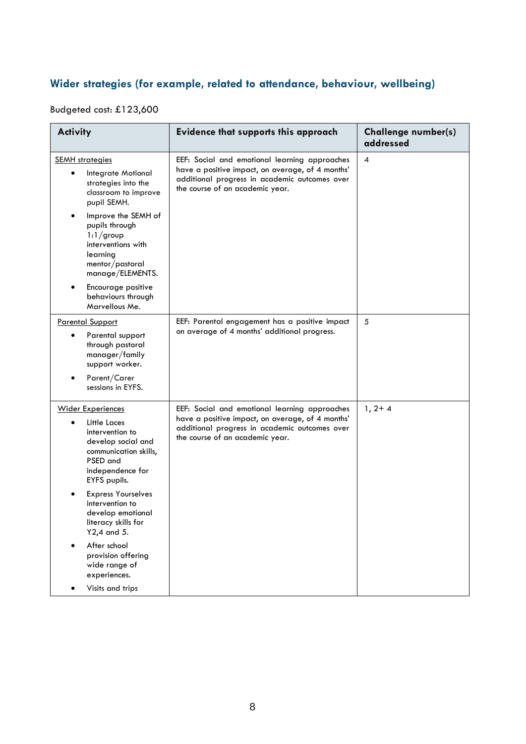## Wider strategies (for example, related to attendance, behaviour, wellbeing)

Budgeted cost: £123,600

| Activity | Evidence that supports this approach | Challenge number(s) addressed |
|---|---|---|
| <u>SEMH strategies</u><br>• Integrate Motional strategies into the classroom to improve pupil SEMH.<br>• Improve the SEMH of pupils through 1:1/group interventions with learning mentor/pastoral manage/ELEMENTS.<br>• Encourage positive behaviours through Marvellous Me. | EEF: Social and emotional learning approaches have a positive impact, on average, of 4 months' additional progress in academic outcomes over the course of an academic year. | 4 |
| <u>Parental Support</u><br>• Parental support through pastoral manager/family support worker.<br>• Parent/Carer sessions in EYFS. | EEF: Parental engagement has a positive impact on average of 4 months' additional progress. | 5 |
| <u>Wider Experiences</u><br>• Little Laces intervention to develop social and communication skills, PSED and independence for EYFS pupils.<br>• Express Yourselves intervention to develop emotional literacy skills for Y2,4 and 5.<br>• After school provision offering wide range of experiences.<br>• Visits and trips | EEF: Social and emotional learning approaches have a positive impact, on average, of 4 months' additional progress in academic outcomes over the course of an academic year. | 1, 2+ 4 |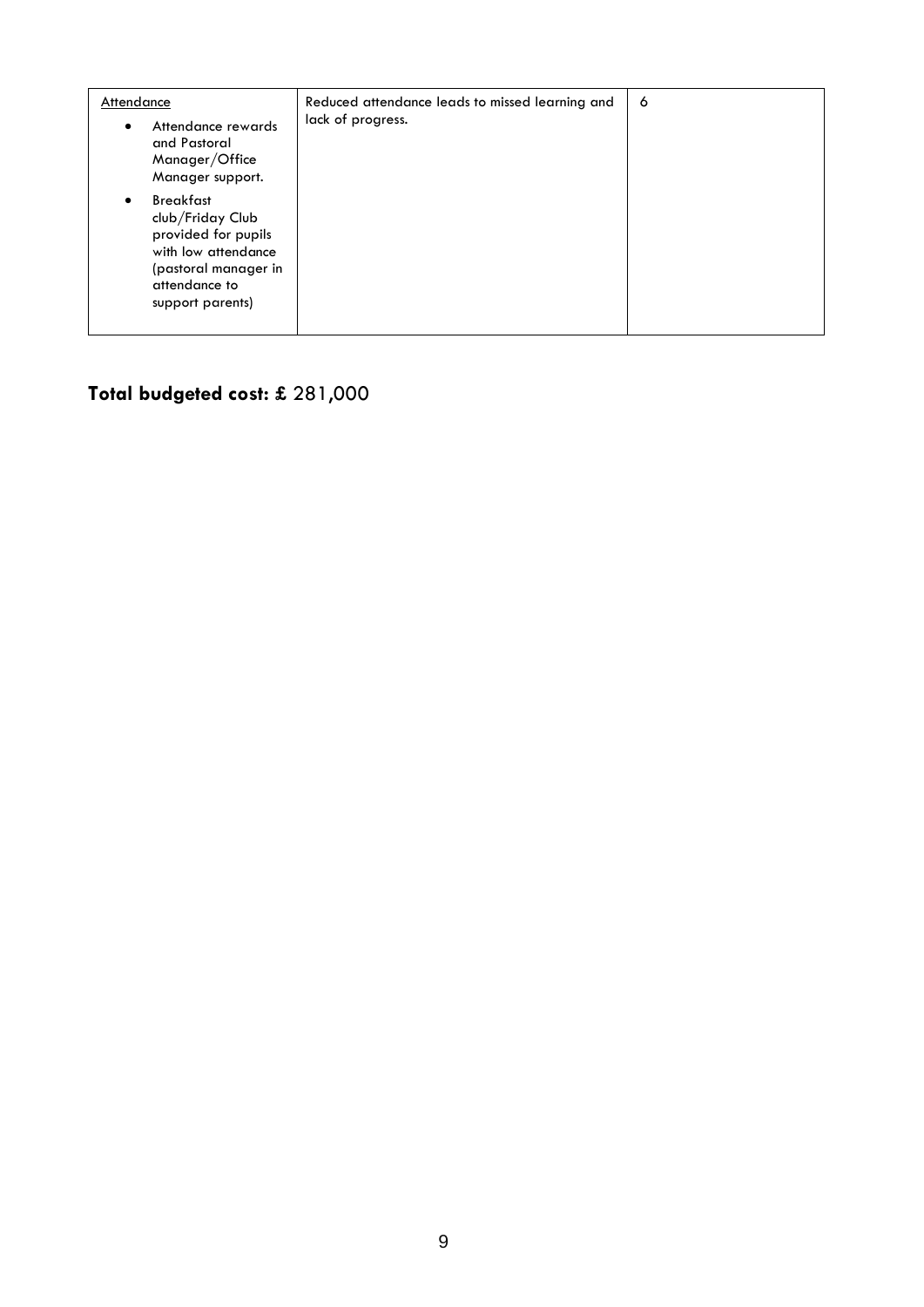| Attendance<br><br>• Attendance rewards and Pastoral Manager/Office Manager support.<br>• Breakfast club/Friday Club provided for pupils with low attendance (pastoral manager in attendance to support parents) | Reduced attendance leads to missed learning and lack of progress. | 6 |
|---|---|---|

**Total budgeted cost: £** 281,000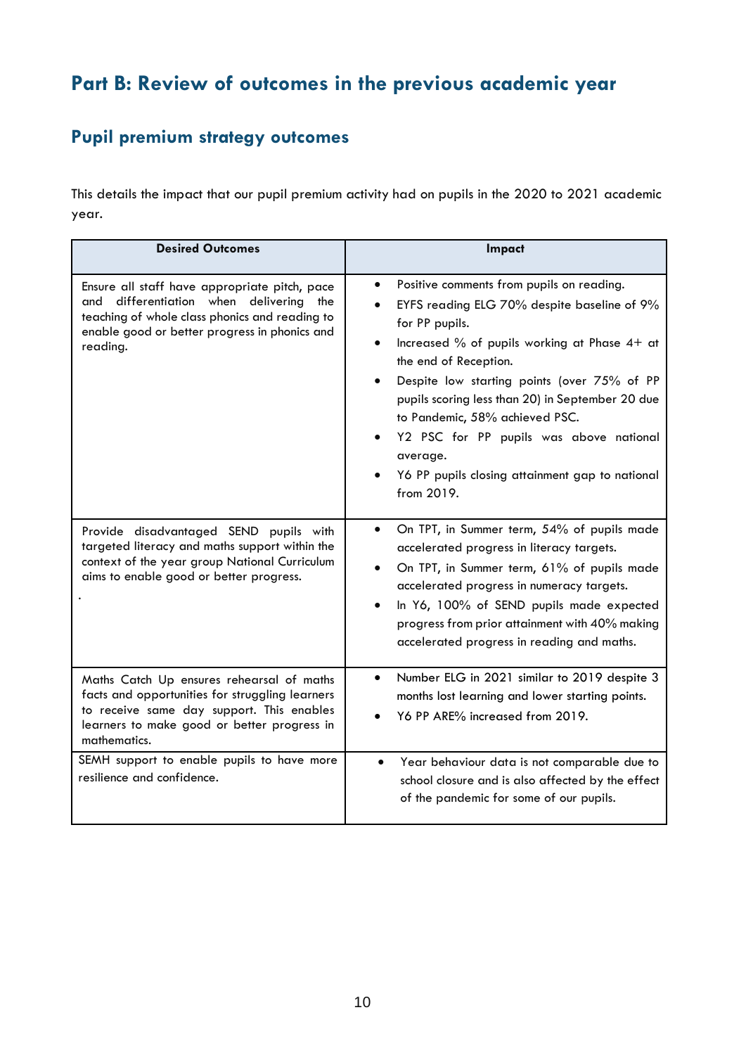# Part B: Review of outcomes in the previous academic year

## Pupil premium strategy outcomes

This details the impact that our pupil premium activity had on pupils in the 2020 to 2021 academic year.

| Desired Outcomes | Impact |
|---|---|
| Ensure all staff have appropriate pitch, pace and differentiation when delivering the teaching of whole class phonics and reading to enable good or better progress in phonics and reading. | • Positive comments from pupils on reading.<br>• EYFS reading ELG 70% despite baseline of 9% for PP pupils.<br>• Increased % of pupils working at Phase 4+ at the end of Reception.<br>• Despite low starting points (over 75% of PP pupils scoring less than 20) in September 20 due to Pandemic, 58% achieved PSC.<br>• Y2 PSC for PP pupils was above national average.<br>• Y6 PP pupils closing attainment gap to national from 2019. |
| Provide disadvantaged SEND pupils with targeted literacy and maths support within the context of the year group National Curriculum aims to enable good or better progress.<br>. | • On TPT, in Summer term, 54% of pupils made accelerated progress in literacy targets.<br>• On TPT, in Summer term, 61% of pupils made accelerated progress in numeracy targets.<br>• In Y6, 100% of SEND pupils made expected progress from prior attainment with 40% making accelerated progress in reading and maths. |
| Maths Catch Up ensures rehearsal of maths facts and opportunities for struggling learners to receive same day support. This enables learners to make good or better progress in mathematics. | • Number ELG in 2021 similar to 2019 despite 3 months lost learning and lower starting points.<br>• Y6 PP ARE% increased from 2019. |
| SEMH support to enable pupils to have more resilience and confidence. | • Year behaviour data is not comparable due to school closure and is also affected by the effect of the pandemic for some of our pupils. |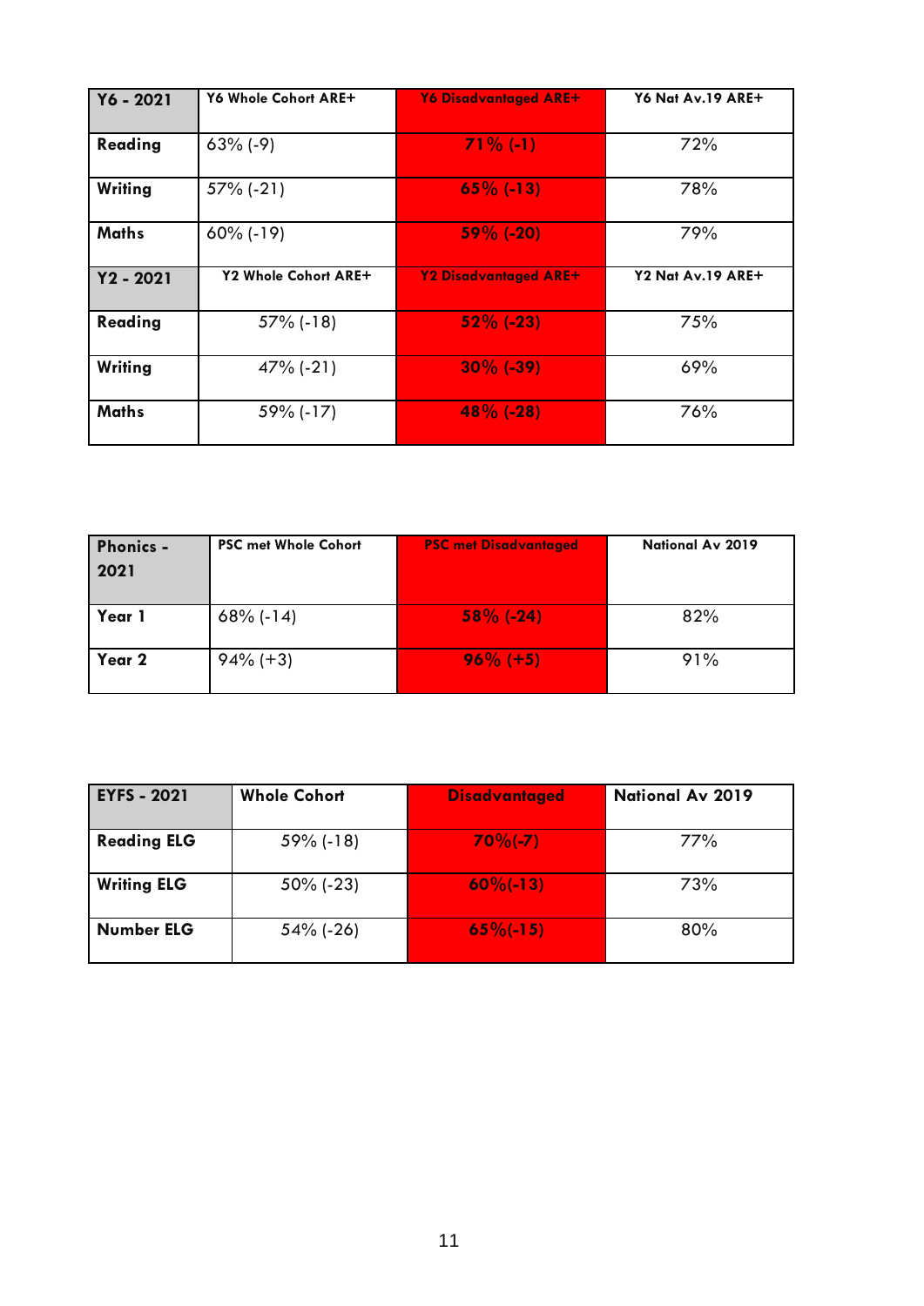| Y6 - 2021 | Y6 Whole Cohort ARE+ | Y6 Disadvantaged ARE+ | Y6 Nat Av.19 ARE+ |
|---|---|---|---|
| Reading | 63% (-9) | 71% (-1) | 72% |
| Writing | 57% (-21) | 65% (-13) | 78% |
| Maths | 60% (-19) | 59% (-20) | 79% |
| **Y2 - 2021** | **Y2 Whole Cohort ARE+** | **Y2 Disadvantaged ARE+** | **Y2 Nat Av.19 ARE+** |
| Reading | 57% (-18) | 52% (-23) | 75% |
| Writing | 47% (-21) | 30% (-39) | 69% |
| Maths | 59% (-17) | 48% (-28) | 76% |

| Phonics - 2021 | PSC met Whole Cohort | PSC met Disadvantaged | National Av 2019 |
|---|---|---|---|
| Year 1 | 68% (-14) | 58% (-24) | 82% |
| Year 2 | 94% (+3) | 96% (+5) | 91% |

| EYFS - 2021 | Whole Cohort | Disadvantaged | National Av 2019 |
|---|---|---|---|
| Reading ELG | 59% (-18) | 70%(-7) | 77% |
| Writing ELG | 50% (-23) | 60%(-13) | 73% |
| Number ELG | 54% (-26) | 65%(-15) | 80% |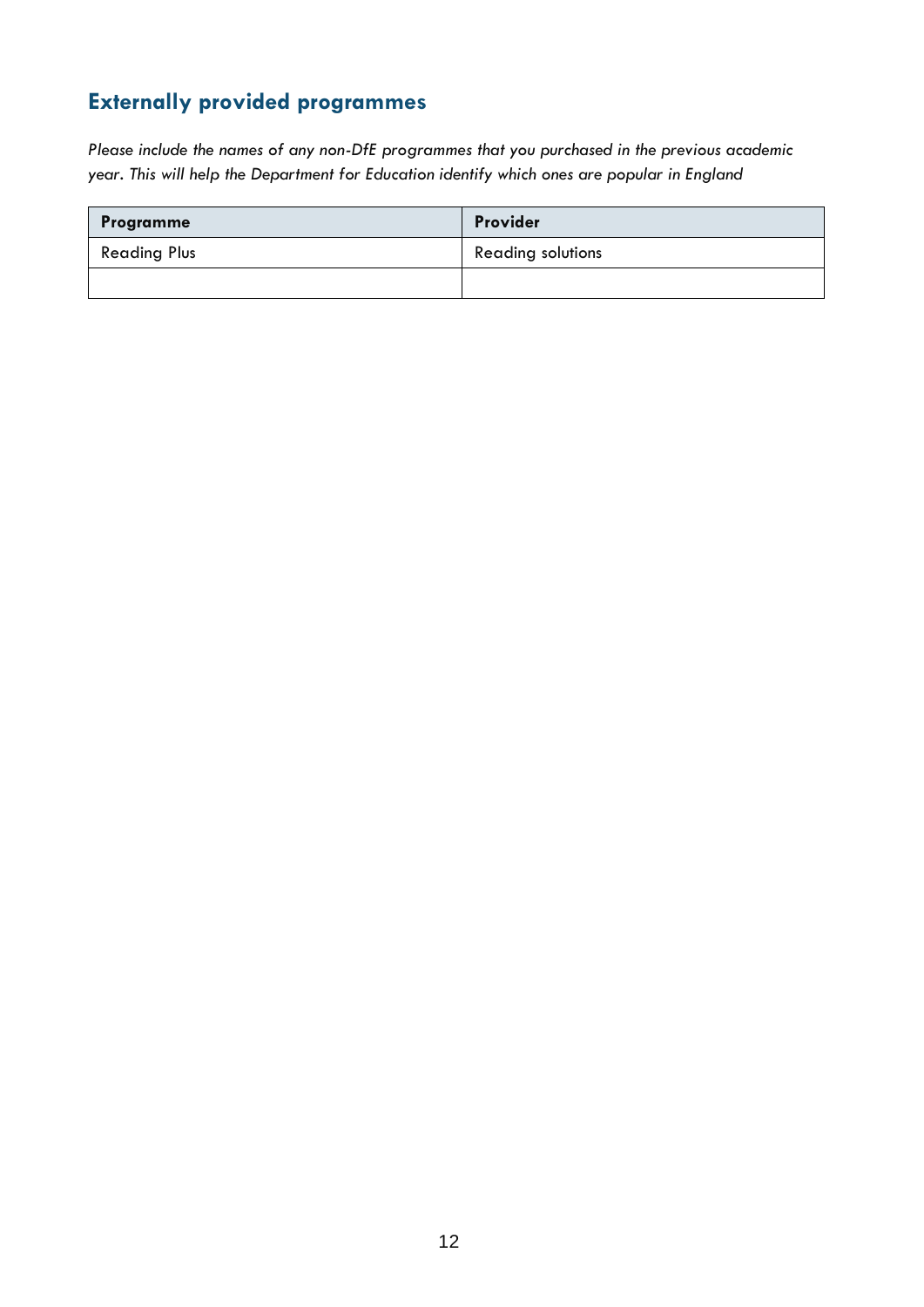## Externally provided programmes

*Please include the names of any non-DfE programmes that you purchased in the previous academic year. This will help the Department for Education identify which ones are popular in England*

| Programme | Provider |
|---|---|
| Reading Plus | Reading solutions |
| | |